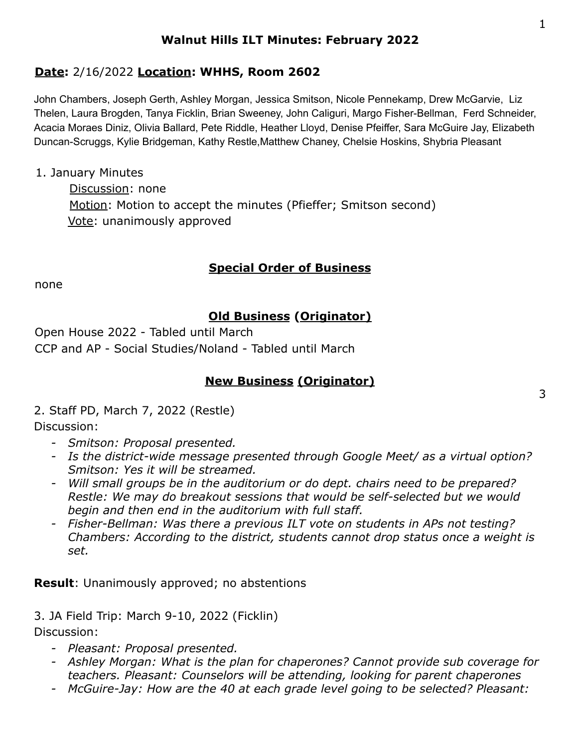# Walnut Hills ILT Minutes: February 2022

**Date:** 2/16/2022 **Location: WHHS, Room 2602**

John Chambers, Joseph Gerth, Ashley Morgan, Jessica Smitson, Nicole Pennekamp, Drew McGarvie, Liz Thelen, Laura Brogden, Tanya Ficklin, Brian Sweeney, John Caliguri, Margo Fisher-Bellman, Ferd Schneider, Acacia Moraes Diniz, Olivia Ballard, Pete Riddle, Heather Lloyd, Denise Pfeiffer, Sara McGuire Jay, Elizabeth Duncan-Scruggs, Kylie Bridgeman, Kathy Restle, Matthew Chaney, Chelsie Hoskins, Shybria Pleasant

1. January Minutes
   Discussion: none
   Motion: Motion to accept the minutes (Pfieffer; Smitson second)
   Vote: unanimously approved

## Special Order of Business

none

## Old Business (Originator)

Open House 2022 - Tabled until March
CCP and AP - Social Studies/Noland - Tabled until March

## New Business (Originator)

3

2. Staff PD, March 7, 2022 (Restle)
Discussion:

- *Smitson: Proposal presented.*
- *Is the district-wide message presented through Google Meet/ as a virtual option? Smitson: Yes it will be streamed.*
- *Will small groups be in the auditorium or do dept. chairs need to be prepared? Restle: We may do breakout sessions that would be self-selected but we would begin and then end in the auditorium with full staff.*
- *Fisher-Bellman: Was there a previous ILT vote on students in APs not testing? Chambers: According to the district, students cannot drop status once a weight is set.*

**Result**: Unanimously approved; no abstentions

3. JA Field Trip: March 9-10, 2022 (Ficklin)
Discussion:

- *Pleasant: Proposal presented.*
- *Ashley Morgan: What is the plan for chaperones? Cannot provide sub coverage for teachers. Pleasant: Counselors will be attending, looking for parent chaperones*
- *McGuire-Jay: How are the 40 at each grade level going to be selected? Pleasant:*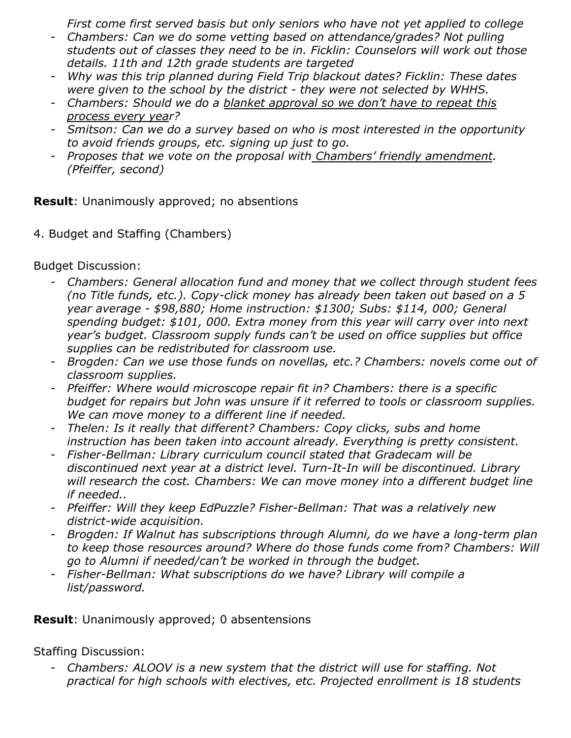*First come first served basis but only seniors who have not yet applied to college*

- *Chambers: Can we do some vetting based on attendance/grades? Not pulling students out of classes they need to be in. Ficklin: Counselors will work out those details. 11th and 12th grade students are targeted*
- *Why was this trip planned during Field Trip blackout dates? Ficklin: These dates were given to the school by the district - they were not selected by WHHS.*
- *Chambers: Should we do a <u>blanket approval so we don't have to repeat this process every yea</u>r?*
- *Smitson: Can we do a survey based on who is most interested in the opportunity to avoid friends groups, etc. signing up just to go.*
- *Proposes that we vote on the proposal with <u>Chambers' friendly amendment</u>. (Pfeiffer, second)*

**Result**: Unanimously approved; no absentions

4. Budget and Staffing (Chambers)

Budget Discussion:

- *Chambers: General allocation fund and money that we collect through student fees (no Title funds, etc.). Copy-click money has already been taken out based on a 5 year average - $98,880; Home instruction: $1300; Subs: $114, 000; General spending budget: $101, 000. Extra money from this year will carry over into next year's budget. Classroom supply funds can't be used on office supplies but office supplies can be redistributed for classroom use.*
- *Brogden: Can we use those funds on novellas, etc.? Chambers: novels come out of classroom supplies.*
- *Pfeiffer: Where would microscope repair fit in? Chambers: there is a specific budget for repairs but John was unsure if it referred to tools or classroom supplies. We can move money to a different line if needed.*
- *Thelen: Is it really that different? Chambers: Copy clicks, subs and home instruction has been taken into account already. Everything is pretty consistent.*
- *Fisher-Bellman: Library curriculum council stated that Gradecam will be discontinued next year at a district level. Turn-It-In will be discontinued. Library will research the cost. Chambers: We can move money into a different budget line if needed..*
- *Pfeiffer: Will they keep EdPuzzle? Fisher-Bellman: That was a relatively new district-wide acquisition.*
- *Brogden: If Walnut has subscriptions through Alumni, do we have a long-term plan to keep those resources around? Where do those funds come from? Chambers: Will go to Alumni if needed/can't be worked in through the budget.*
- *Fisher-Bellman: What subscriptions do we have? Library will compile a list/password.*

**Result**: Unanimously approved; 0 absentensions

Staffing Discussion:

- *Chambers: ALOOV is a new system that the district will use for staffing. Not practical for high schools with electives, etc. Projected enrollment is 18 students*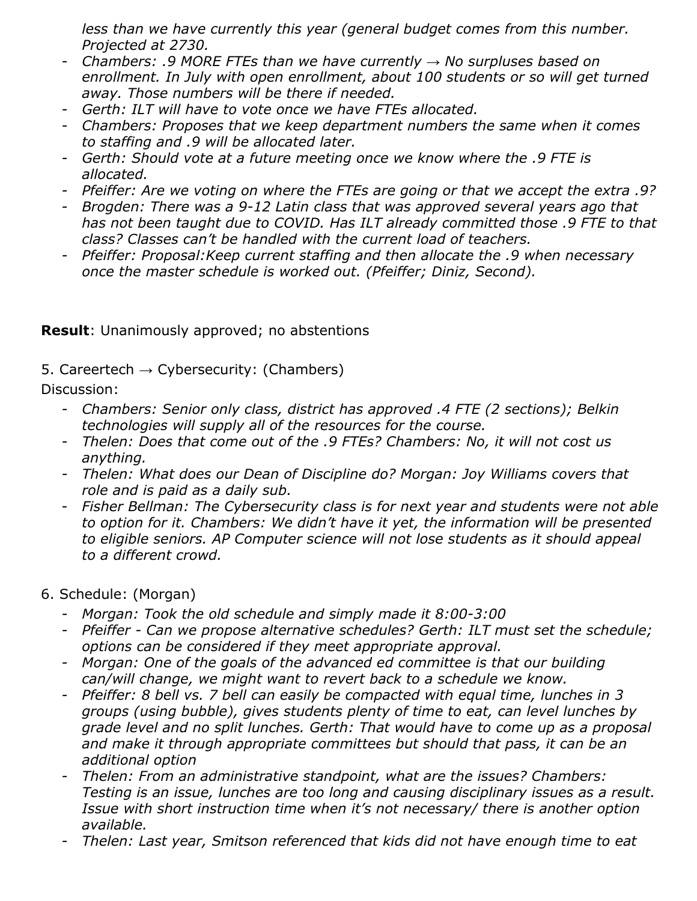- *less than we have currently this year (general budget comes from this number. Projected at 2730.*
- *Chambers: .9 MORE FTEs than we have currently → No surpluses based on enrollment. In July with open enrollment, about 100 students or so will get turned away. Those numbers will be there if needed.*
- *Gerth: ILT will have to vote once we have FTEs allocated.*
- *Chambers: Proposes that we keep department numbers the same when it comes to staffing and .9 will be allocated later.*
- *Gerth: Should vote at a future meeting once we know where the .9 FTE is allocated.*
- *Pfeiffer: Are we voting on where the FTEs are going or that we accept the extra .9?*
- *Brogden: There was a 9-12 Latin class that was approved several years ago that has not been taught due to COVID. Has ILT already committed those .9 FTE to that class? Classes can't be handled with the current load of teachers.*
- *Pfeiffer: Proposal:Keep current staffing and then allocate the .9 when necessary once the master schedule is worked out. (Pfeiffer; Diniz, Second).*

**Result**: Unanimously approved; no abstentions

5. Careertech → Cybersecurity: (Chambers)

Discussion:

- *Chambers: Senior only class, district has approved .4 FTE (2 sections); Belkin technologies will supply all of the resources for the course.*
- *Thelen: Does that come out of the .9 FTEs? Chambers: No, it will not cost us anything.*
- *Thelen: What does our Dean of Discipline do? Morgan: Joy Williams covers that role and is paid as a daily sub.*
- *Fisher Bellman: The Cybersecurity class is for next year and students were not able to option for it. Chambers: We didn't have it yet, the information will be presented to eligible seniors. AP Computer science will not lose students as it should appeal to a different crowd.*

6. Schedule: (Morgan)

- *Morgan: Took the old schedule and simply made it 8:00-3:00*
- *Pfeiffer - Can we propose alternative schedules? Gerth: ILT must set the schedule; options can be considered if they meet appropriate approval.*
- *Morgan: One of the goals of the advanced ed committee is that our building can/will change, we might want to revert back to a schedule we know.*
- *Pfeiffer: 8 bell vs. 7 bell can easily be compacted with equal time, lunches in 3 groups (using bubble), gives students plenty of time to eat, can level lunches by grade level and no split lunches. Gerth: That would have to come up as a proposal and make it through appropriate committees but should that pass, it can be an additional option*
- *Thelen: From an administrative standpoint, what are the issues? Chambers: Testing is an issue, lunches are too long and causing disciplinary issues as a result. Issue with short instruction time when it's not necessary/ there is another option available.*
- *Thelen: Last year, Smitson referenced that kids did not have enough time to eat*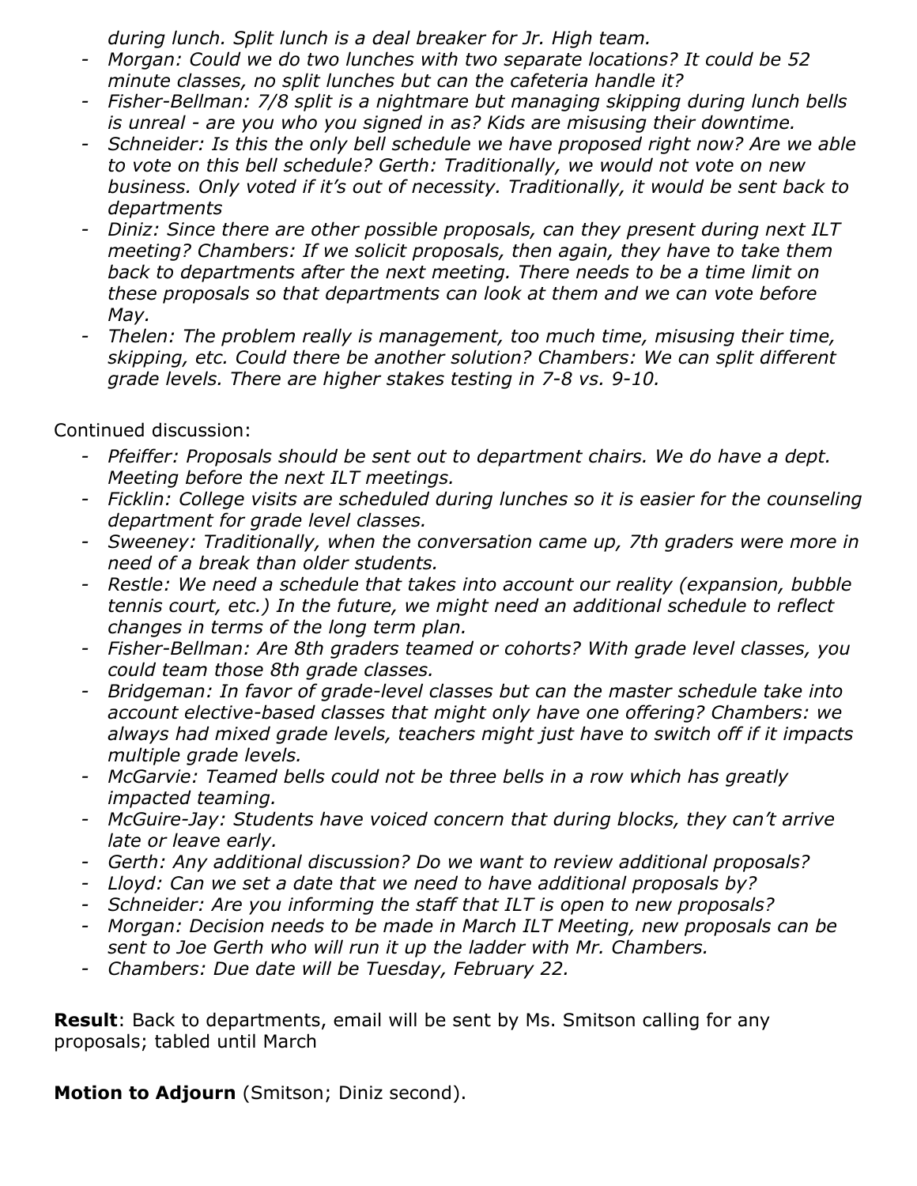*during lunch. Split lunch is a deal breaker for Jr. High team.*

- *Morgan: Could we do two lunches with two separate locations? It could be 52 minute classes, no split lunches but can the cafeteria handle it?*
- *Fisher-Bellman: 7/8 split is a nightmare but managing skipping during lunch bells is unreal - are you who you signed in as? Kids are misusing their downtime.*
- *Schneider: Is this the only bell schedule we have proposed right now? Are we able to vote on this bell schedule? Gerth: Traditionally, we would not vote on new business. Only voted if it's out of necessity. Traditionally, it would be sent back to departments*
- *Diniz: Since there are other possible proposals, can they present during next ILT meeting? Chambers: If we solicit proposals, then again, they have to take them back to departments after the next meeting. There needs to be a time limit on these proposals so that departments can look at them and we can vote before May.*
- *Thelen: The problem really is management, too much time, misusing their time, skipping, etc. Could there be another solution? Chambers: We can split different grade levels. There are higher stakes testing in 7-8 vs. 9-10.*

Continued discussion:

- *Pfeiffer: Proposals should be sent out to department chairs. We do have a dept. Meeting before the next ILT meetings.*
- *Ficklin: College visits are scheduled during lunches so it is easier for the counseling department for grade level classes.*
- *Sweeney: Traditionally, when the conversation came up, 7th graders were more in need of a break than older students.*
- *Restle: We need a schedule that takes into account our reality (expansion, bubble tennis court, etc.) In the future, we might need an additional schedule to reflect changes in terms of the long term plan.*
- *Fisher-Bellman: Are 8th graders teamed or cohorts? With grade level classes, you could team those 8th grade classes.*
- *Bridgeman: In favor of grade-level classes but can the master schedule take into account elective-based classes that might only have one offering? Chambers: we always had mixed grade levels, teachers might just have to switch off if it impacts multiple grade levels.*
- *McGarvie: Teamed bells could not be three bells in a row which has greatly impacted teaming.*
- *McGuire-Jay: Students have voiced concern that during blocks, they can't arrive late or leave early.*
- *Gerth: Any additional discussion? Do we want to review additional proposals?*
- *Lloyd: Can we set a date that we need to have additional proposals by?*
- *Schneider: Are you informing the staff that ILT is open to new proposals?*
- *Morgan: Decision needs to be made in March ILT Meeting, new proposals can be sent to Joe Gerth who will run it up the ladder with Mr. Chambers.*
- *Chambers: Due date will be Tuesday, February 22.*

**Result**: Back to departments, email will be sent by Ms. Smitson calling for any proposals; tabled until March

**Motion to Adjourn** (Smitson; Diniz second).